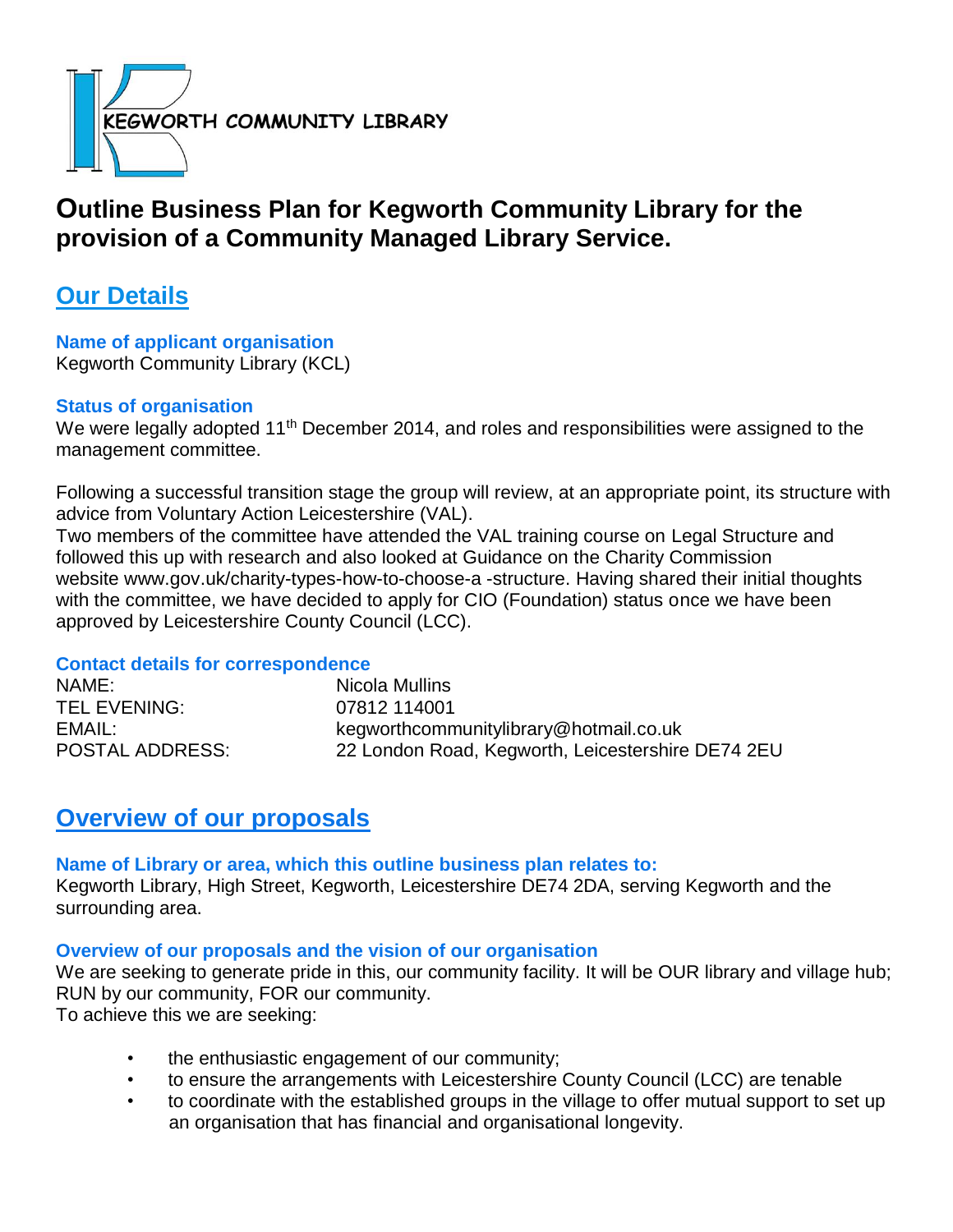KEGWORTH COMMUNITY LIBRARY

# Outline Business Plan for Kegworth Community Library for the provision of a Community Managed Library Service.

## Our Details

### Name of applicant organisation

Kegworth Community Library (KCL)

### Status of organisation

We were legally adopted 11th December 2014, and roles and responsibilities were assigned to the management committee.

Following a successful transition stage the group will review, at an appropriate point, its structure with advice from Voluntary Action Leicestershire (VAL).
Two members of the committee have attended the VAL training course on Legal Structure and followed this up with research and also looked at Guidance on the Charity Commission website www.gov.uk/charity-types-how-to-choose-a -structure. Having shared their initial thoughts with the committee, we have decided to apply for CIO (Foundation) status once we have been approved by Leicestershire County Council (LCC).

### Contact details for correspondence

| | |
|---|---|
| NAME: | Nicola Mullins |
| TEL EVENING: | 07812 114001 |
| EMAIL: | kegworthcommunitylibrary@hotmail.co.uk |
| POSTAL ADDRESS: | 22 London Road, Kegworth, Leicestershire DE74 2EU |

## Overview of our proposals

### Name of Library or area, which this outline business plan relates to:

Kegworth Library, High Street, Kegworth, Leicestershire DE74 2DA, serving Kegworth and the surrounding area.

### Overview of our proposals and the vision of our organisation

We are seeking to generate pride in this, our community facility. It will be OUR library and village hub; RUN by our community, FOR our community.
To achieve this we are seeking:

- the enthusiastic engagement of our community;
- to ensure the arrangements with Leicestershire County Council (LCC) are tenable
- to coordinate with the established groups in the village to offer mutual support to set up an organisation that has financial and organisational longevity.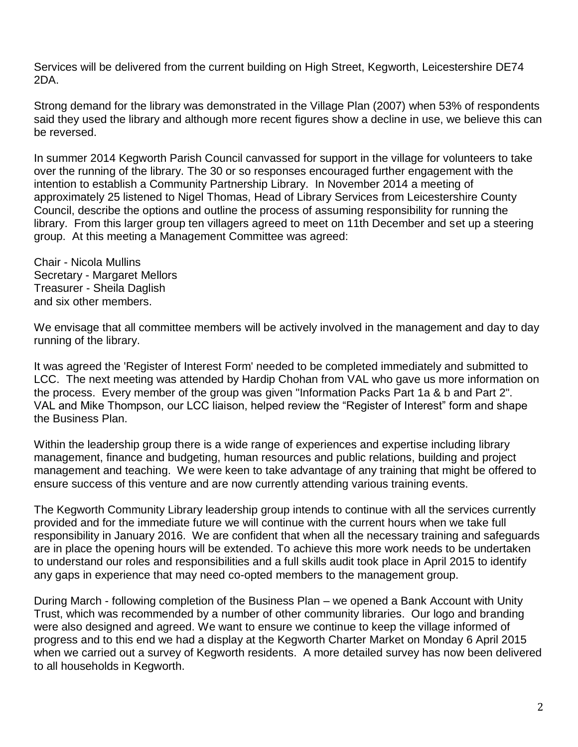Services will be delivered from the current building on High Street, Kegworth, Leicestershire DE74 2DA.

Strong demand for the library was demonstrated in the Village Plan (2007) when 53% of respondents said they used the library and although more recent figures show a decline in use, we believe this can be reversed.

In summer 2014 Kegworth Parish Council canvassed for support in the village for volunteers to take over the running of the library. The 30 or so responses encouraged further engagement with the intention to establish a Community Partnership Library. In November 2014 a meeting of approximately 25 listened to Nigel Thomas, Head of Library Services from Leicestershire County Council, describe the options and outline the process of assuming responsibility for running the library. From this larger group ten villagers agreed to meet on 11th December and set up a steering group. At this meeting a Management Committee was agreed:

Chair - Nicola Mullins
Secretary - Margaret Mellors
Treasurer - Sheila Daglish
and six other members.

We envisage that all committee members will be actively involved in the management and day to day running of the library.

It was agreed the 'Register of Interest Form' needed to be completed immediately and submitted to LCC. The next meeting was attended by Hardip Chohan from VAL who gave us more information on the process. Every member of the group was given "Information Packs Part 1a & b and Part 2". VAL and Mike Thompson, our LCC liaison, helped review the "Register of Interest" form and shape the Business Plan.

Within the leadership group there is a wide range of experiences and expertise including library management, finance and budgeting, human resources and public relations, building and project management and teaching. We were keen to take advantage of any training that might be offered to ensure success of this venture and are now currently attending various training events.

The Kegworth Community Library leadership group intends to continue with all the services currently provided and for the immediate future we will continue with the current hours when we take full responsibility in January 2016. We are confident that when all the necessary training and safeguards are in place the opening hours will be extended. To achieve this more work needs to be undertaken to understand our roles and responsibilities and a full skills audit took place in April 2015 to identify any gaps in experience that may need co-opted members to the management group.

During March - following completion of the Business Plan – we opened a Bank Account with Unity Trust, which was recommended by a number of other community libraries. Our logo and branding were also designed and agreed. We want to ensure we continue to keep the village informed of progress and to this end we had a display at the Kegworth Charter Market on Monday 6 April 2015 when we carried out a survey of Kegworth residents. A more detailed survey has now been delivered to all households in Kegworth.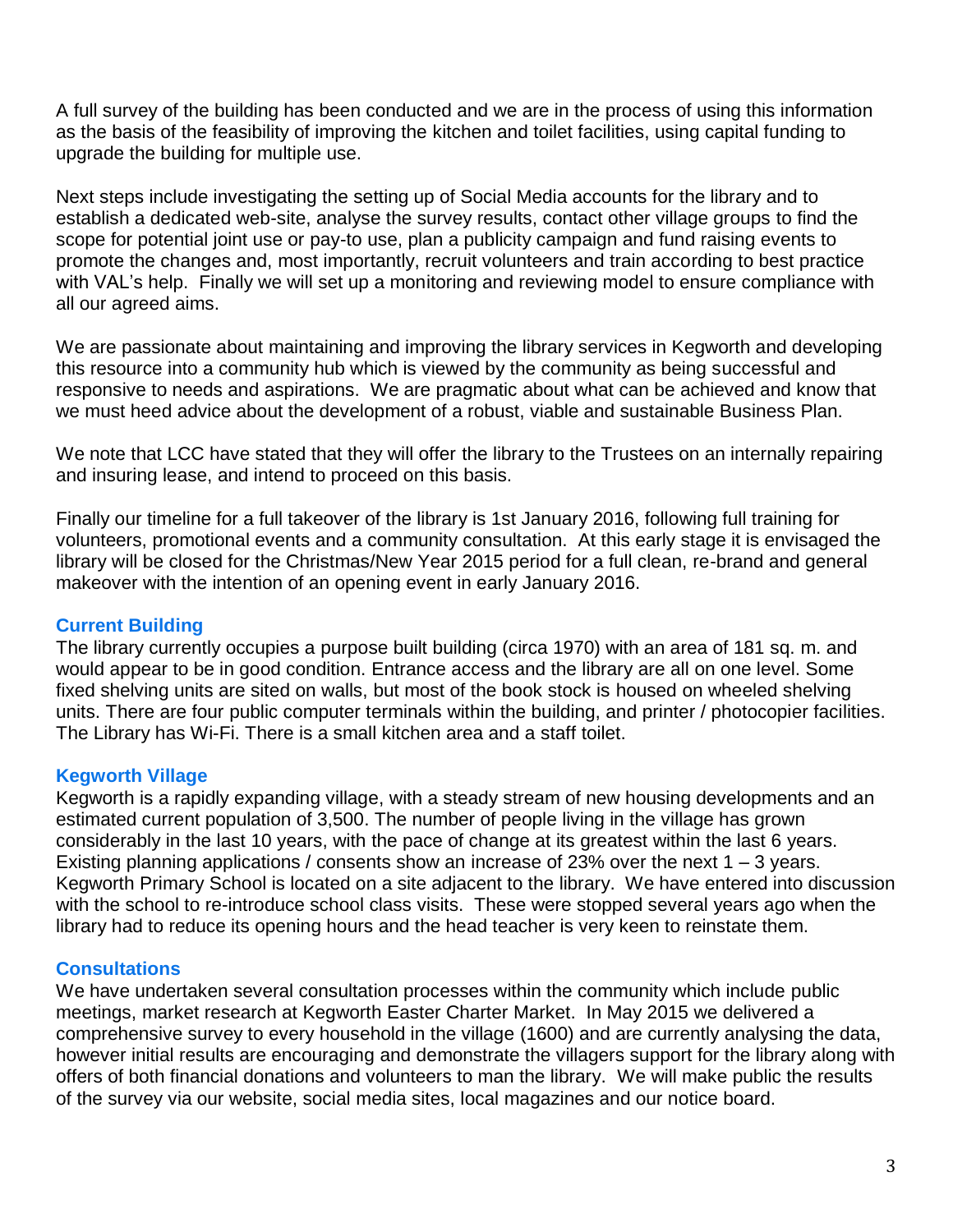A full survey of the building has been conducted and we are in the process of using this information as the basis of the feasibility of improving the kitchen and toilet facilities, using capital funding to upgrade the building for multiple use.

Next steps include investigating the setting up of Social Media accounts for the library and to establish a dedicated web-site, analyse the survey results, contact other village groups to find the scope for potential joint use or pay-to use, plan a publicity campaign and fund raising events to promote the changes and, most importantly, recruit volunteers and train according to best practice with VAL's help. Finally we will set up a monitoring and reviewing model to ensure compliance with all our agreed aims.

We are passionate about maintaining and improving the library services in Kegworth and developing this resource into a community hub which is viewed by the community as being successful and responsive to needs and aspirations. We are pragmatic about what can be achieved and know that we must heed advice about the development of a robust, viable and sustainable Business Plan.

We note that LCC have stated that they will offer the library to the Trustees on an internally repairing and insuring lease, and intend to proceed on this basis.

Finally our timeline for a full takeover of the library is 1st January 2016, following full training for volunteers, promotional events and a community consultation. At this early stage it is envisaged the library will be closed for the Christmas/New Year 2015 period for a full clean, re-brand and general makeover with the intention of an opening event in early January 2016.

## Current Building

The library currently occupies a purpose built building (circa 1970) with an area of 181 sq. m. and would appear to be in good condition. Entrance access and the library are all on one level. Some fixed shelving units are sited on walls, but most of the book stock is housed on wheeled shelving units. There are four public computer terminals within the building, and printer / photocopier facilities. The Library has Wi-Fi. There is a small kitchen area and a staff toilet.

## Kegworth Village

Kegworth is a rapidly expanding village, with a steady stream of new housing developments and an estimated current population of 3,500. The number of people living in the village has grown considerably in the last 10 years, with the pace of change at its greatest within the last 6 years. Existing planning applications / consents show an increase of 23% over the next 1 – 3 years. Kegworth Primary School is located on a site adjacent to the library. We have entered into discussion with the school to re-introduce school class visits. These were stopped several years ago when the library had to reduce its opening hours and the head teacher is very keen to reinstate them.

## Consultations

We have undertaken several consultation processes within the community which include public meetings, market research at Kegworth Easter Charter Market. In May 2015 we delivered a comprehensive survey to every household in the village (1600) and are currently analysing the data, however initial results are encouraging and demonstrate the villagers support for the library along with offers of both financial donations and volunteers to man the library. We will make public the results of the survey via our website, social media sites, local magazines and our notice board.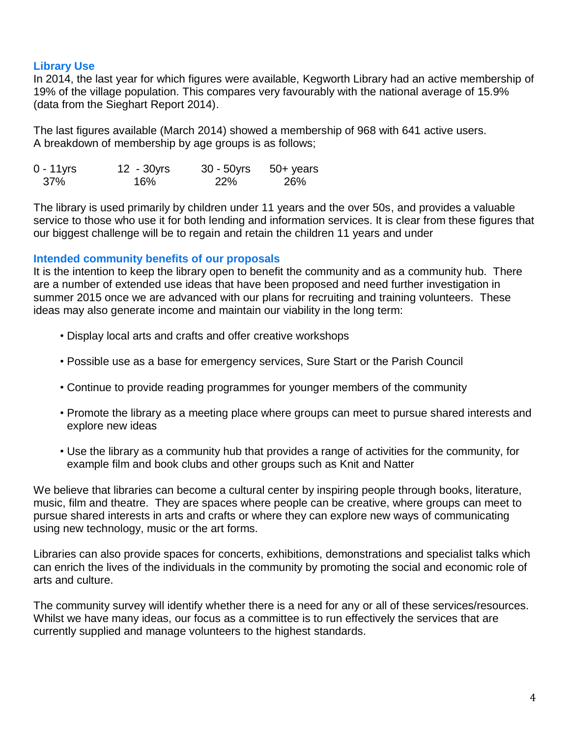## Library Use

In 2014, the last year for which figures were available, Kegworth Library had an active membership of 19% of the village population. This compares very favourably with the national average of 15.9% (data from the Sieghart Report 2014).

The last figures available (March 2014) showed a membership of 968 with 641 active users.
A breakdown of membership by age groups is as follows;

| 0 - 11yrs | 12 - 30yrs | 30 - 50yrs | 50+ years |
|---|---|---|---|
| 37% | 16% | 22% | 26% |

The library is used primarily by children under 11 years and the over 50s, and provides a valuable service to those who use it for both lending and information services. It is clear from these figures that our biggest challenge will be to regain and retain the children 11 years and under

## Intended community benefits of our proposals

It is the intention to keep the library open to benefit the community and as a community hub. There are a number of extended use ideas that have been proposed and need further investigation in summer 2015 once we are advanced with our plans for recruiting and training volunteers. These ideas may also generate income and maintain our viability in the long term:

- Display local arts and crafts and offer creative workshops
- Possible use as a base for emergency services, Sure Start or the Parish Council
- Continue to provide reading programmes for younger members of the community
- Promote the library as a meeting place where groups can meet to pursue shared interests and explore new ideas
- Use the library as a community hub that provides a range of activities for the community, for example film and book clubs and other groups such as Knit and Natter

We believe that libraries can become a cultural center by inspiring people through books, literature, music, film and theatre. They are spaces where people can be creative, where groups can meet to pursue shared interests in arts and crafts or where they can explore new ways of communicating using new technology, music or the art forms.

Libraries can also provide spaces for concerts, exhibitions, demonstrations and specialist talks which can enrich the lives of the individuals in the community by promoting the social and economic role of arts and culture.

The community survey will identify whether there is a need for any or all of these services/resources. Whilst we have many ideas, our focus as a committee is to run effectively the services that are currently supplied and manage volunteers to the highest standards.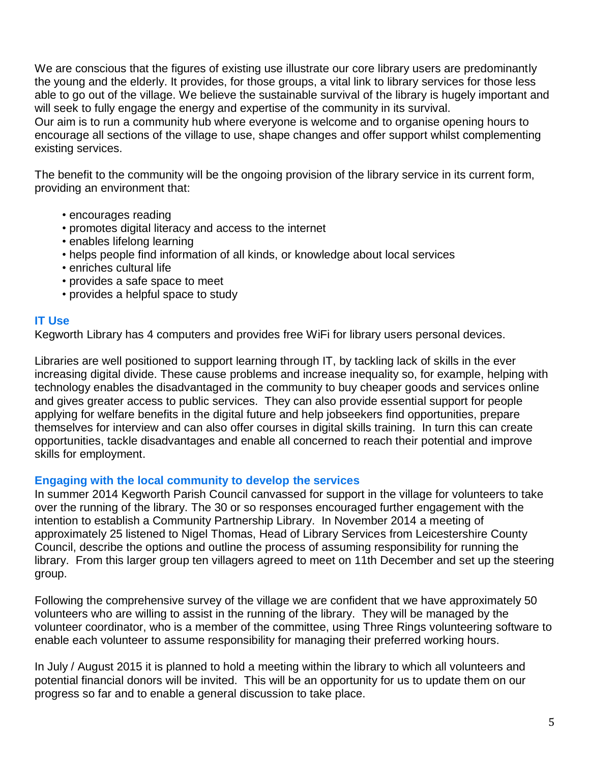We are conscious that the figures of existing use illustrate our core library users are predominantly the young and the elderly. It provides, for those groups, a vital link to library services for those less able to go out of the village. We believe the sustainable survival of the library is hugely important and will seek to fully engage the energy and expertise of the community in its survival.
Our aim is to run a community hub where everyone is welcome and to organise opening hours to encourage all sections of the village to use, shape changes and offer support whilst complementing existing services.

The benefit to the community will be the ongoing provision of the library service in its current form, providing an environment that:

- encourages reading
- promotes digital literacy and access to the internet
- enables lifelong learning
- helps people find information of all kinds, or knowledge about local services
- enriches cultural life
- provides a safe space to meet
- provides a helpful space to study

### IT Use

Kegworth Library has 4 computers and provides free WiFi for library users personal devices.

Libraries are well positioned to support learning through IT, by tackling lack of skills in the ever increasing digital divide. These cause problems and increase inequality so, for example, helping with technology enables the disadvantaged in the community to buy cheaper goods and services online and gives greater access to public services. They can also provide essential support for people applying for welfare benefits in the digital future and help jobseekers find opportunities, prepare themselves for interview and can also offer courses in digital skills training. In turn this can create opportunities, tackle disadvantages and enable all concerned to reach their potential and improve skills for employment.

### Engaging with the local community to develop the services

In summer 2014 Kegworth Parish Council canvassed for support in the village for volunteers to take over the running of the library. The 30 or so responses encouraged further engagement with the intention to establish a Community Partnership Library. In November 2014 a meeting of approximately 25 listened to Nigel Thomas, Head of Library Services from Leicestershire County Council, describe the options and outline the process of assuming responsibility for running the library. From this larger group ten villagers agreed to meet on 11th December and set up the steering group.

Following the comprehensive survey of the village we are confident that we have approximately 50 volunteers who are willing to assist in the running of the library. They will be managed by the volunteer coordinator, who is a member of the committee, using Three Rings volunteering software to enable each volunteer to assume responsibility for managing their preferred working hours.

In July / August 2015 it is planned to hold a meeting within the library to which all volunteers and potential financial donors will be invited. This will be an opportunity for us to update them on our progress so far and to enable a general discussion to take place.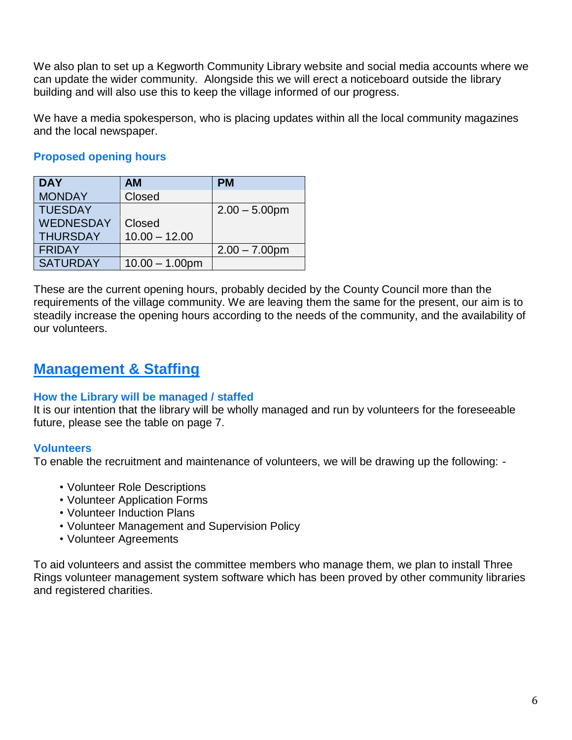We also plan to set up a Kegworth Community Library website and social media accounts where we can update the wider community. Alongside this we will erect a noticeboard outside the library building and will also use this to keep the village informed of our progress.

We have a media spokesperson, who is placing updates within all the local community magazines and the local newspaper.

### Proposed opening hours

| DAY | AM | PM |
|---|---|---|
| MONDAY | Closed | |
| TUESDAY | | 2.00 – 5.00pm |
| WEDNESDAY | Closed | |
| THURSDAY | 10.00 – 12.00 | |
| FRIDAY | | 2.00 – 7.00pm |
| SATURDAY | 10.00 – 1.00pm | |

These are the current opening hours, probably decided by the County Council more than the requirements of the village community. We are leaving them the same for the present, our aim is to steadily increase the opening hours according to the needs of the community, and the availability of our volunteers.

## Management & Staffing

### How the Library will be managed / staffed

It is our intention that the library will be wholly managed and run by volunteers for the foreseeable future, please see the table on page 7.

### Volunteers

To enable the recruitment and maintenance of volunteers, we will be drawing up the following: -

- Volunteer Role Descriptions
- Volunteer Application Forms
- Volunteer Induction Plans
- Volunteer Management and Supervision Policy
- Volunteer Agreements

To aid volunteers and assist the committee members who manage them, we plan to install Three Rings volunteer management system software which has been proved by other community libraries and registered charities.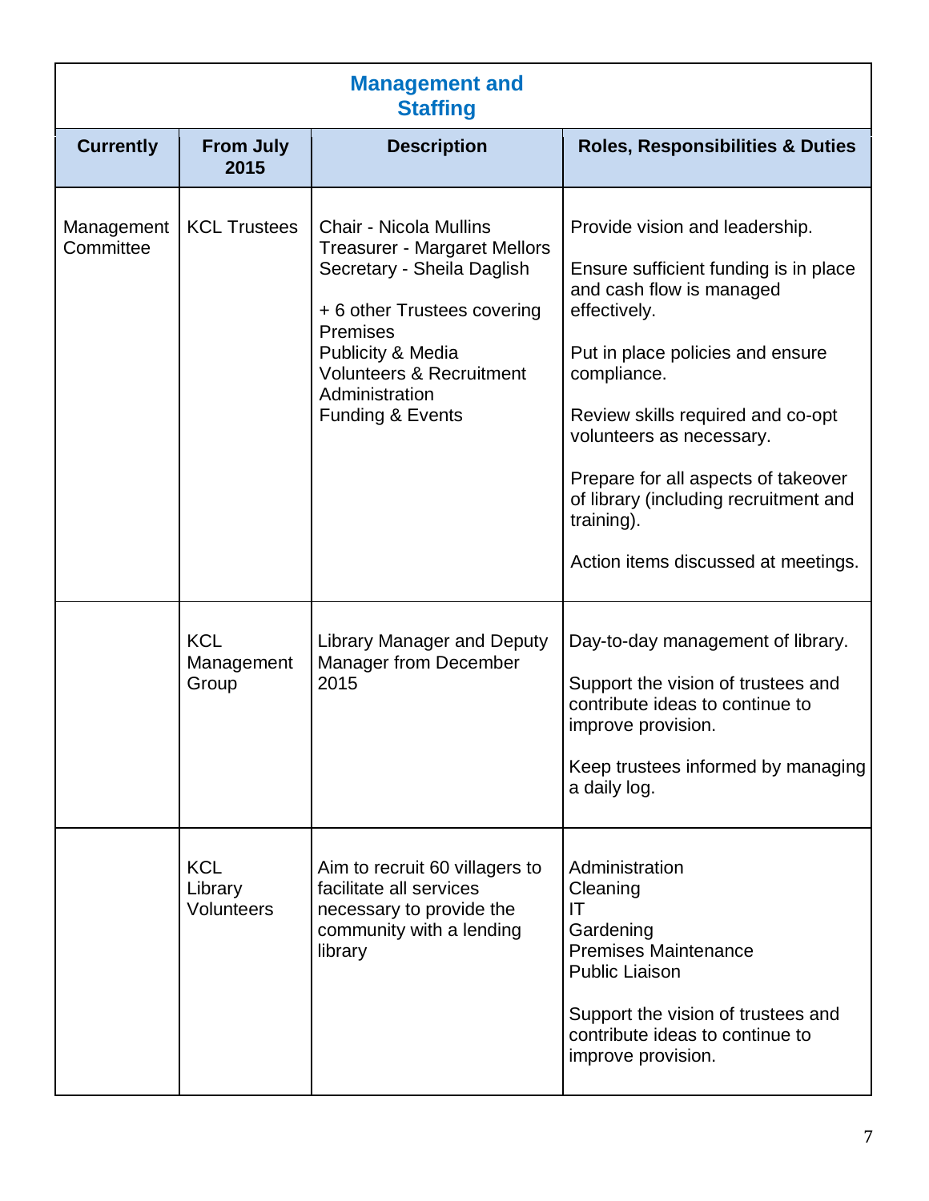## Management and Staffing

| Currently | From July 2015 | Description | Roles, Responsibilities & Duties |
|---|---|---|---|
| Management Committee | KCL Trustees | Chair - Nicola Mullins<br>Treasurer - Margaret Mellors<br>Secretary - Sheila Daglish<br><br>+ 6 other Trustees covering<br>Premises<br>Publicity & Media<br>Volunteers & Recruitment<br>Administration<br>Funding & Events | Provide vision and leadership.<br><br>Ensure sufficient funding is in place and cash flow is managed effectively.<br><br>Put in place policies and ensure compliance.<br><br>Review skills required and co-opt volunteers as necessary.<br><br>Prepare for all aspects of takeover of library (including recruitment and training).<br><br>Action items discussed at meetings. |
| | KCL Management Group | Library Manager and Deputy Manager from December 2015 | Day-to-day management of library.<br><br>Support the vision of trustees and contribute ideas to continue to improve provision.<br><br>Keep trustees informed by managing a daily log. |
| | KCL Library Volunteers | Aim to recruit 60 villagers to facilitate all services necessary to provide the community with a lending library | Administration<br>Cleaning<br>IT<br>Gardening<br>Premises Maintenance<br>Public Liaison<br><br>Support the vision of trustees and contribute ideas to continue to improve provision. |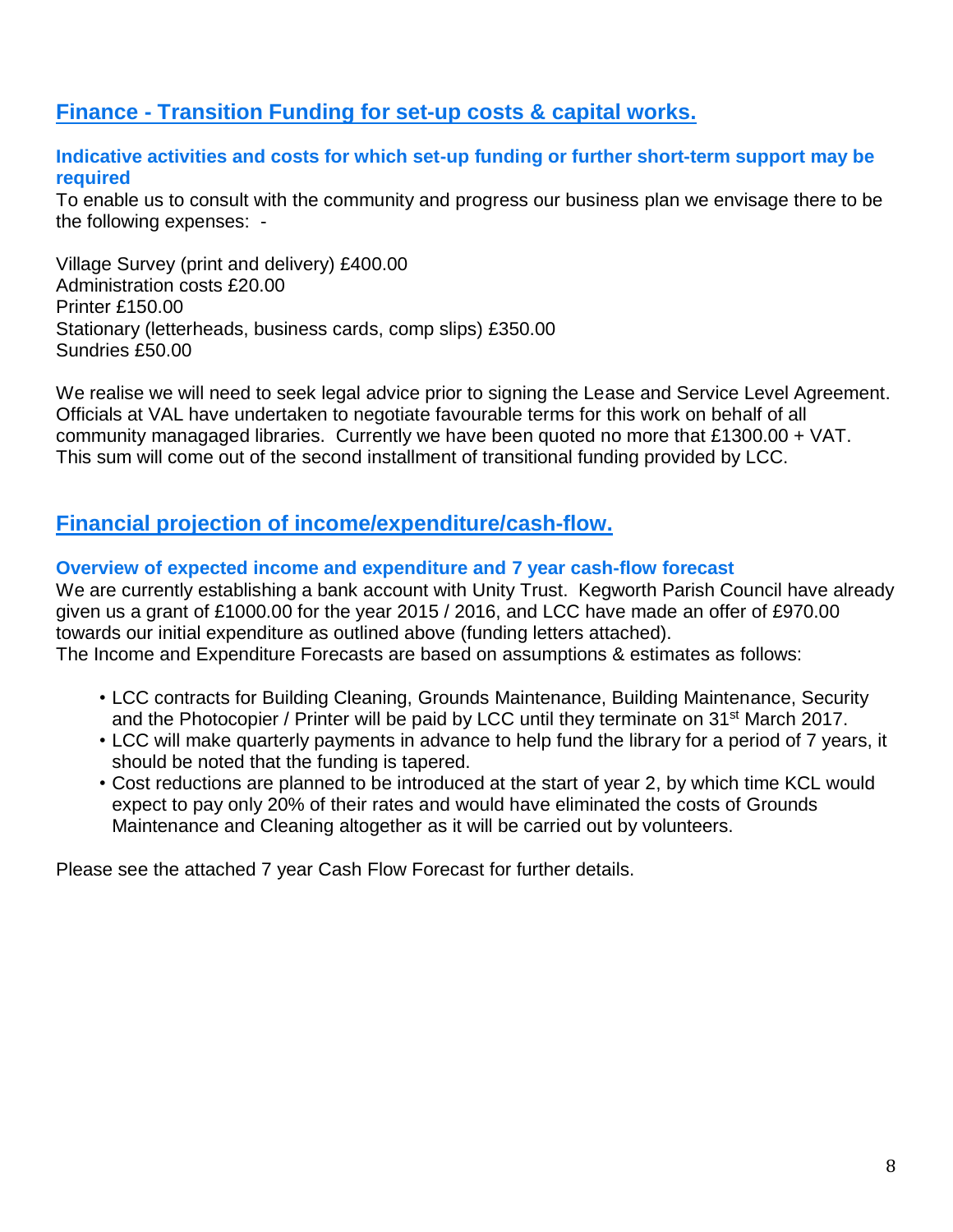## Finance - Transition Funding for set-up costs & capital works.

### Indicative activities and costs for which set-up funding or further short-term support may be required

To enable us to consult with the community and progress our business plan we envisage there to be the following expenses: -

Village Survey (print and delivery) £400.00
Administration costs £20.00
Printer £150.00
Stationary (letterheads, business cards, comp slips) £350.00
Sundries £50.00

We realise we will need to seek legal advice prior to signing the Lease and Service Level Agreement. Officials at VAL have undertaken to negotiate favourable terms for this work on behalf of all community managed libraries. Currently we have been quoted no more that £1300.00 + VAT. This sum will come out of the second installment of transitional funding provided by LCC.

## Financial projection of income/expenditure/cash-flow.

### Overview of expected income and expenditure and 7 year cash-flow forecast

We are currently establishing a bank account with Unity Trust. Kegworth Parish Council have already given us a grant of £1000.00 for the year 2015 / 2016, and LCC have made an offer of £970.00 towards our initial expenditure as outlined above (funding letters attached).
The Income and Expenditure Forecasts are based on assumptions & estimates as follows:

- LCC contracts for Building Cleaning, Grounds Maintenance, Building Maintenance, Security and the Photocopier / Printer will be paid by LCC until they terminate on 31st March 2017.
- LCC will make quarterly payments in advance to help fund the library for a period of 7 years, it should be noted that the funding is tapered.
- Cost reductions are planned to be introduced at the start of year 2, by which time KCL would expect to pay only 20% of their rates and would have eliminated the costs of Grounds Maintenance and Cleaning altogether as it will be carried out by volunteers.

Please see the attached 7 year Cash Flow Forecast for further details.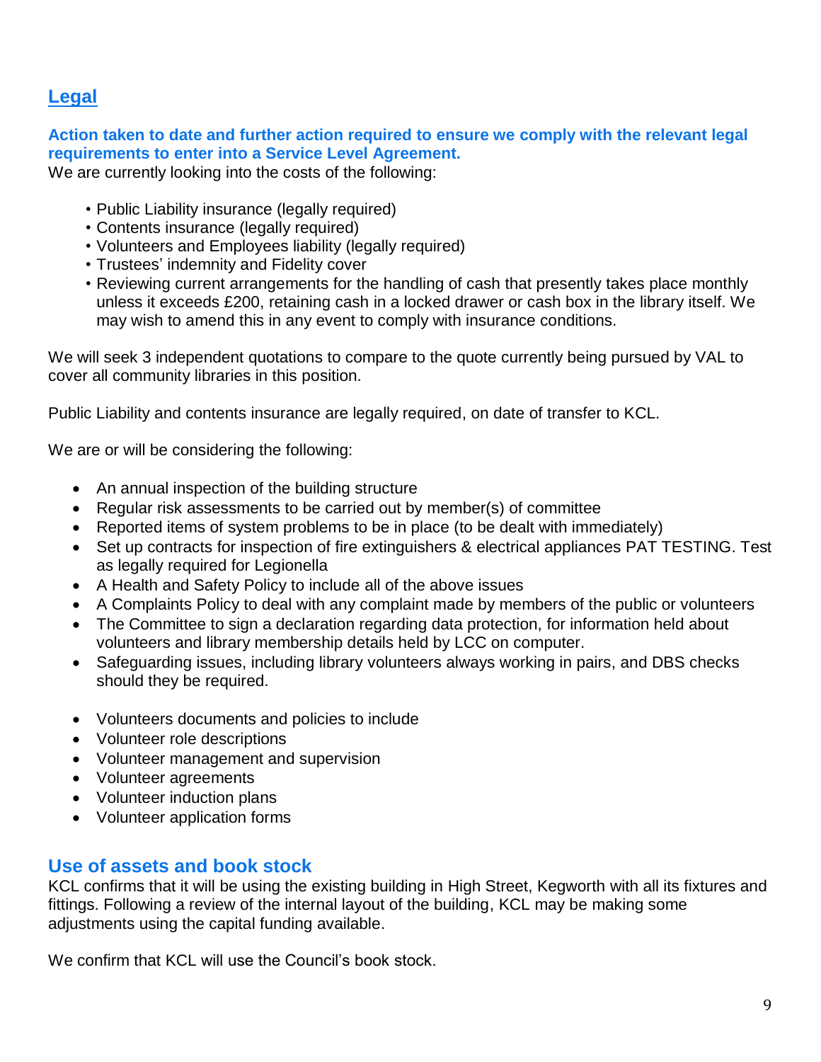## Legal

### Action taken to date and further action required to ensure we comply with the relevant legal requirements to enter into a Service Level Agreement.

We are currently looking into the costs of the following:

- Public Liability insurance (legally required)
- Contents insurance (legally required)
- Volunteers and Employees liability (legally required)
- Trustees' indemnity and Fidelity cover
- Reviewing current arrangements for the handling of cash that presently takes place monthly unless it exceeds £200, retaining cash in a locked drawer or cash box in the library itself. We may wish to amend this in any event to comply with insurance conditions.

We will seek 3 independent quotations to compare to the quote currently being pursued by VAL to cover all community libraries in this position.

Public Liability and contents insurance are legally required, on date of transfer to KCL.

We are or will be considering the following:

- An annual inspection of the building structure
- Regular risk assessments to be carried out by member(s) of committee
- Reported items of system problems to be in place (to be dealt with immediately)
- Set up contracts for inspection of fire extinguishers & electrical appliances PAT TESTING. Test as legally required for Legionella
- A Health and Safety Policy to include all of the above issues
- A Complaints Policy to deal with any complaint made by members of the public or volunteers
- The Committee to sign a declaration regarding data protection, for information held about volunteers and library membership details held by LCC on computer.
- Safeguarding issues, including library volunteers always working in pairs, and DBS checks should they be required.

- Volunteers documents and policies to include
- Volunteer role descriptions
- Volunteer management and supervision
- Volunteer agreements
- Volunteer induction plans
- Volunteer application forms

## Use of assets and book stock

KCL confirms that it will be using the existing building in High Street, Kegworth with all its fixtures and fittings. Following a review of the internal layout of the building, KCL may be making some adjustments using the capital funding available.

We confirm that KCL will use the Council's book stock.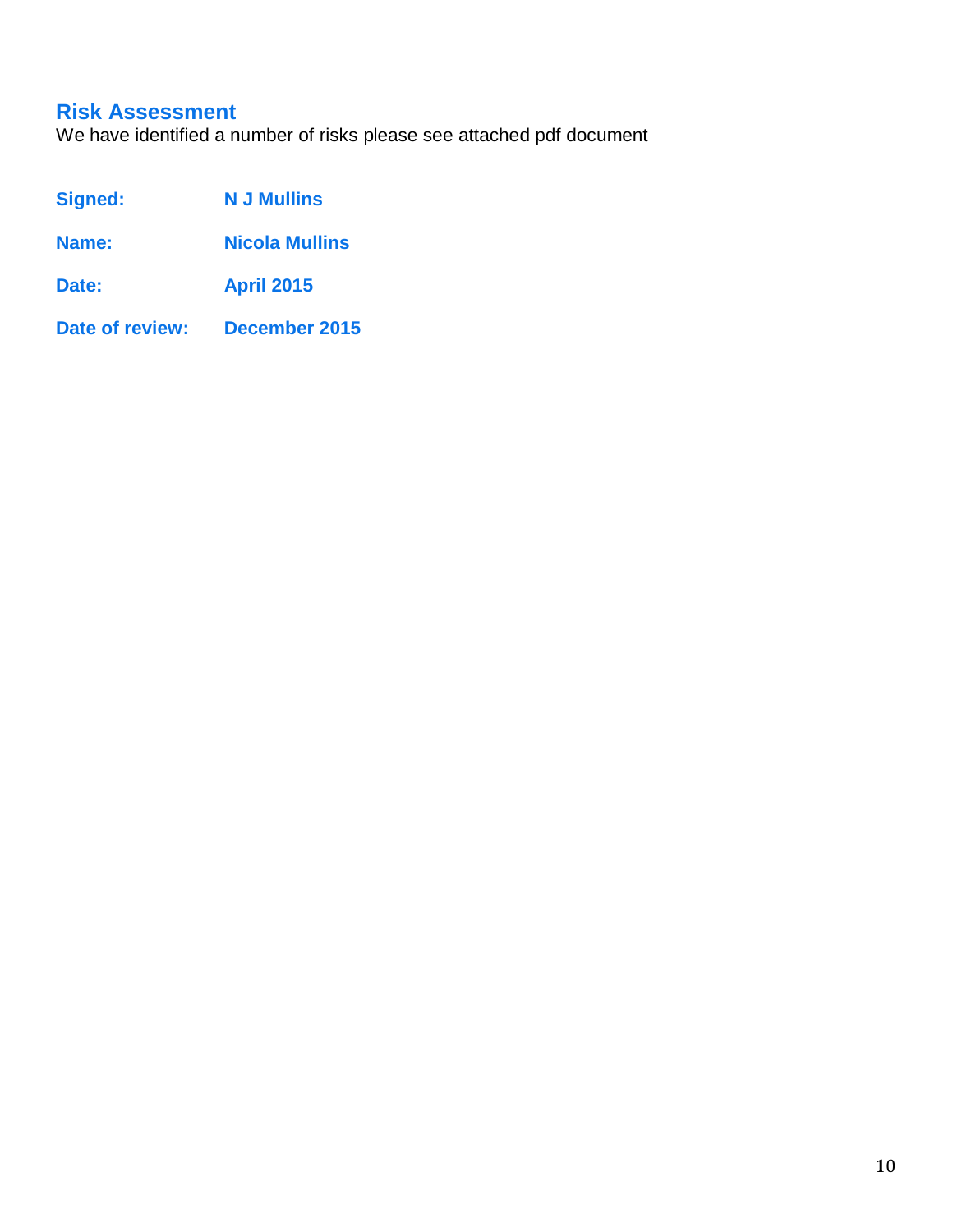## Risk Assessment

We have identified a number of risks please see attached pdf document

**Signed:** **N J Mullins**

**Name:** **Nicola Mullins**

**Date:** **April 2015**

**Date of review:** **December 2015**